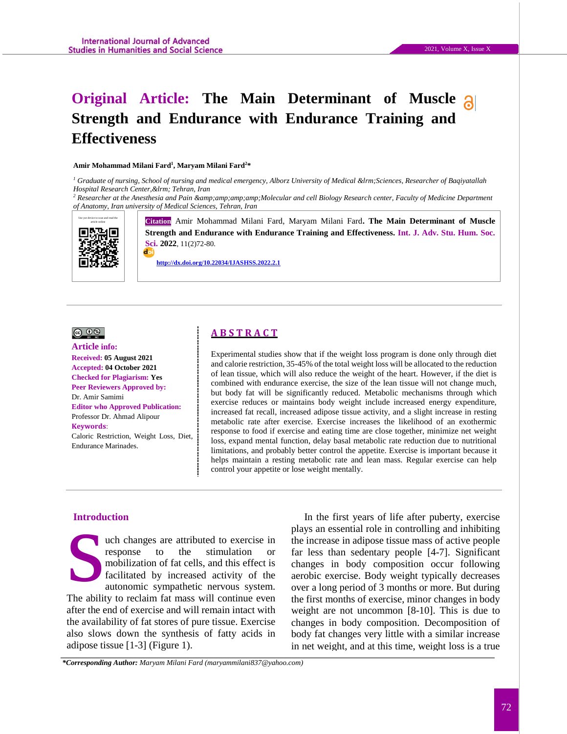# Original Article: The Main Determinant of Muscle Strength and Endurance with Endurance Training and Effectiveness

**Amir Mohammad Milani Fard[1], Maryam Milani Fard[2]***

*[1] Graduate of nursing, School of nursing and medical emergency, Alborz University of Medical &lrm;Sciences, Researcher of Baqiyatallah Hospital Research Center,&lrm; Tehran, Iran*

*[2] Researcher at the Anesthesia and Pain &amp;amp;amp;amp;Molecular and cell Biology Research center, Faculty of Medicine Department of Anatomy, Iran university of Medical Sciences, Tehran, Iran*

Use yor device to scan and read the article online

**Citation** Amir Mohammad Milani Fard, Maryam Milani Fard**. The Main Determinant of Muscle Strength and Endurance with Endurance Training and Effectiveness.** Int. J. Adv. Stu. Hum. Soc. Sci. **2022**, 11(2)72-80.

**http://dx.doi.org/10.22034/IJASHSS.2022.2.1**

---

**Article info:**

**Received:** 05 August 2021
**Accepted:** 04 October 2021
**Checked for Plagiarism:** Yes
**Peer Reviewers Approved by:**
Dr. Amir Samimi
**Editor who Approved Publication:**
Professor Dr. Ahmad Alipour
**Keywords**:
Caloric Restriction, Weight Loss, Diet, Endurance Marinades.

## ABSTRACT

Experimental studies show that if the weight loss program is done only through diet and calorie restriction, 35-45% of the total weight loss will be allocated to the reduction of lean tissue, which will also reduce the weight of the heart. However, if the diet is combined with endurance exercise, the size of the lean tissue will not change much, but body fat will be significantly reduced. Metabolic mechanisms through which exercise reduces or maintains body weight include increased energy expenditure, increased fat recall, increased adipose tissue activity, and a slight increase in resting metabolic rate after exercise. Exercise increases the likelihood of an exothermic response to food if exercise and eating time are close together, minimize net weight loss, expand mental function, delay basal metabolic rate reduction due to nutritional limitations, and probably better control the appetite. Exercise is important because it helps maintain a resting metabolic rate and lean mass. Regular exercise can help control your appetite or lose weight mentally.

---

## Introduction

Such changes are attributed to exercise in response to the stimulation or mobilization of fat cells, and this effect is facilitated by increased activity of the autonomic sympathetic nervous system. The ability to reclaim fat mass will continue even after the end of exercise and will remain intact with the availability of fat stores of pure tissue. Exercise also slows down the synthesis of fatty acids in adipose tissue [1-3] (Figure 1).

In the first years of life after puberty, exercise plays an essential role in controlling and inhibiting the increase in adipose tissue mass of active people far less than sedentary people [4-7]. Significant changes in body composition occur following aerobic exercise. Body weight typically decreases over a long period of 3 months or more. But during the first months of exercise, minor changes in body weight are not uncommon [8-10]. This is due to changes in body composition. Decomposition of body fat changes very little with a similar increase in net weight, and at this time, weight loss is a true

***Corresponding Author:** *Maryam Milani Fard (maryammilani837@yahoo.com)*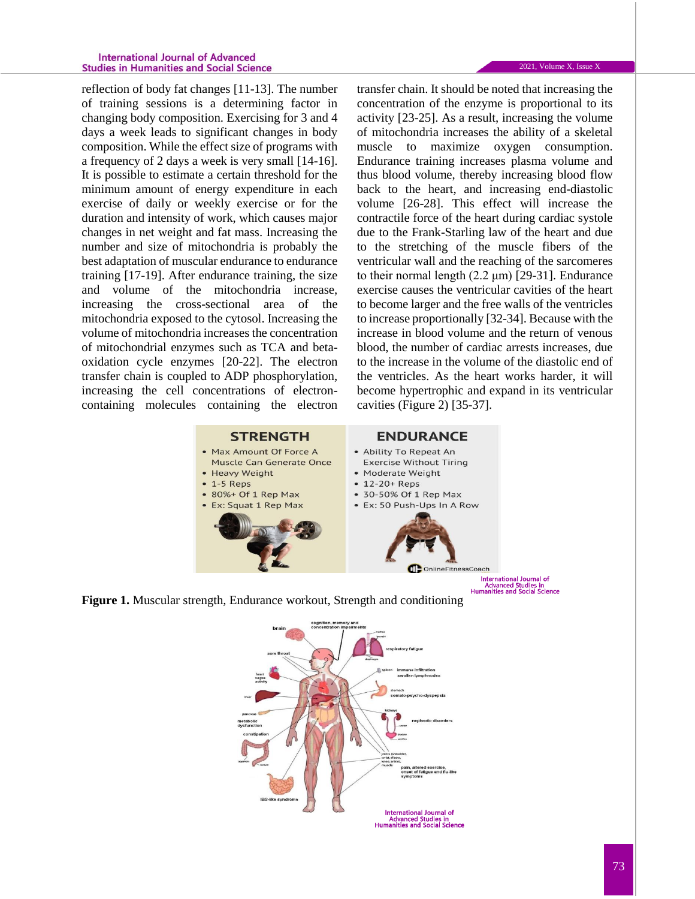reflection of body fat changes [11-13]. The number of training sessions is a determining factor in changing body composition. Exercising for 3 and 4 days a week leads to significant changes in body composition. While the effect size of programs with a frequency of 2 days a week is very small [14-16]. It is possible to estimate a certain threshold for the minimum amount of energy expenditure in each exercise of daily or weekly exercise or for the duration and intensity of work, which causes major changes in net weight and fat mass. Increasing the number and size of mitochondria is probably the best adaptation of muscular endurance to endurance training [17-19]. After endurance training, the size and volume of the mitochondria increase, increasing the cross-sectional area of the mitochondria exposed to the cytosol. Increasing the volume of mitochondria increases the concentration of mitochondrial enzymes such as TCA and beta-oxidation cycle enzymes [20-22]. The electron transfer chain is coupled to ADP phosphorylation, increasing the cell concentrations of electron-containing molecules containing the electron transfer chain. It should be noted that increasing the concentration of the enzyme is proportional to its activity [23-25]. As a result, increasing the volume of mitochondria increases the ability of a skeletal muscle to maximize oxygen consumption. Endurance training increases plasma volume and thus blood volume, thereby increasing blood flow back to the heart, and increasing end-diastolic volume [26-28]. This effect will increase the contractile force of the heart during cardiac systole due to the Frank-Starling law of the heart and due to the stretching of the muscle fibers of the ventricular wall and the reaching of the sarcomeres to their normal length (2.2 μm) [29-31]. Endurance exercise causes the ventricular cavities of the heart to become larger and the free walls of the ventricles to increase proportionally [32-34]. Because with the increase in blood volume and the return of venous blood, the number of cardiac arrests increases, due to the increase in the volume of the diastolic end of the ventricles. As the heart works harder, it will become hypertrophic and expand in its ventricular cavities (Figure 2) [35-37].

**Figure 1.** Muscular strength, Endurance workout, Strength and conditioning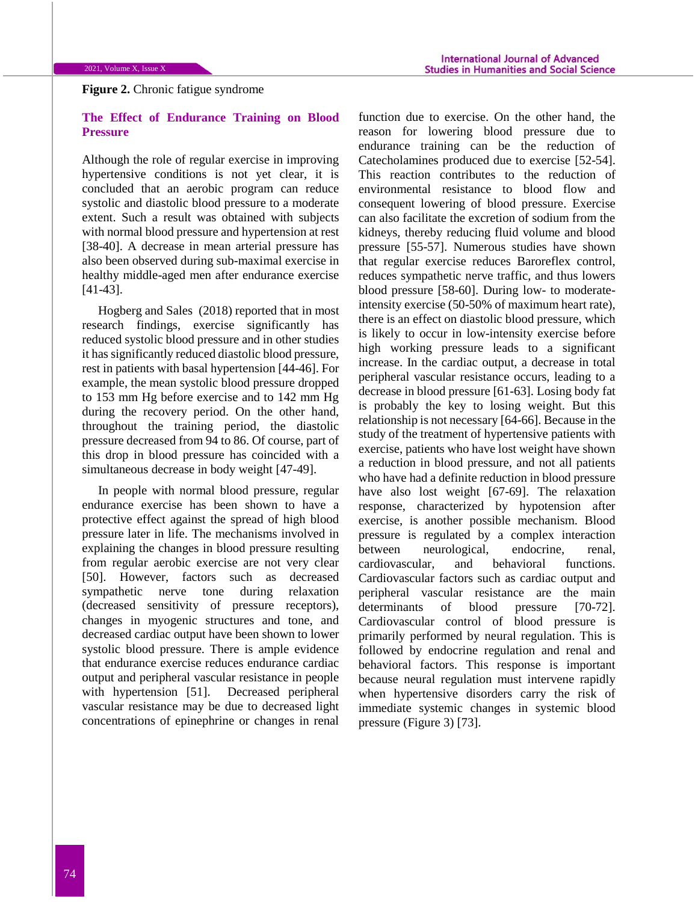**Figure 2.** Chronic fatigue syndrome

## The Effect of Endurance Training on Blood Pressure

Although the role of regular exercise in improving hypertensive conditions is not yet clear, it is concluded that an aerobic program can reduce systolic and diastolic blood pressure to a moderate extent. Such a result was obtained with subjects with normal blood pressure and hypertension at rest [38-40]. A decrease in mean arterial pressure has also been observed during sub-maximal exercise in healthy middle-aged men after endurance exercise [41-43].

Hogberg and Sales (2018) reported that in most research findings, exercise significantly has reduced systolic blood pressure and in other studies it has significantly reduced diastolic blood pressure, rest in patients with basal hypertension [44-46]. For example, the mean systolic blood pressure dropped to 153 mm Hg before exercise and to 142 mm Hg during the recovery period. On the other hand, throughout the training period, the diastolic pressure decreased from 94 to 86. Of course, part of this drop in blood pressure has coincided with a simultaneous decrease in body weight [47-49].

In people with normal blood pressure, regular endurance exercise has been shown to have a protective effect against the spread of high blood pressure later in life. The mechanisms involved in explaining the changes in blood pressure resulting from regular aerobic exercise are not very clear [50]. However, factors such as decreased sympathetic nerve tone during relaxation (decreased sensitivity of pressure receptors), changes in myogenic structures and tone, and decreased cardiac output have been shown to lower systolic blood pressure. There is ample evidence that endurance exercise reduces endurance cardiac output and peripheral vascular resistance in people with hypertension [51]. Decreased peripheral vascular resistance may be due to decreased light concentrations of epinephrine or changes in renal function due to exercise. On the other hand, the reason for lowering blood pressure due to endurance training can be the reduction of Catecholamines produced due to exercise [52-54]. This reaction contributes to the reduction of environmental resistance to blood flow and consequent lowering of blood pressure. Exercise can also facilitate the excretion of sodium from the kidneys, thereby reducing fluid volume and blood pressure [55-57]. Numerous studies have shown that regular exercise reduces Baroreflex control, reduces sympathetic nerve traffic, and thus lowers blood pressure [58-60]. During low- to moderate-intensity exercise (50-50% of maximum heart rate), there is an effect on diastolic blood pressure, which is likely to occur in low-intensity exercise before high working pressure leads to a significant increase. In the cardiac output, a decrease in total peripheral vascular resistance occurs, leading to a decrease in blood pressure [61-63]. Losing body fat is probably the key to losing weight. But this relationship is not necessary [64-66]. Because in the study of the treatment of hypertensive patients with exercise, patients who have lost weight have shown a reduction in blood pressure, and not all patients who have had a definite reduction in blood pressure have also lost weight [67-69]. The relaxation response, characterized by hypotension after exercise, is another possible mechanism. Blood pressure is regulated by a complex interaction between neurological, endocrine, renal, cardiovascular, and behavioral functions. Cardiovascular factors such as cardiac output and peripheral vascular resistance are the main determinants of blood pressure [70-72]. Cardiovascular control of blood pressure is primarily performed by neural regulation. This is followed by endocrine regulation and renal and behavioral factors. This response is important because neural regulation must intervene rapidly when hypertensive disorders carry the risk of immediate systemic changes in systemic blood pressure (Figure 3) [73].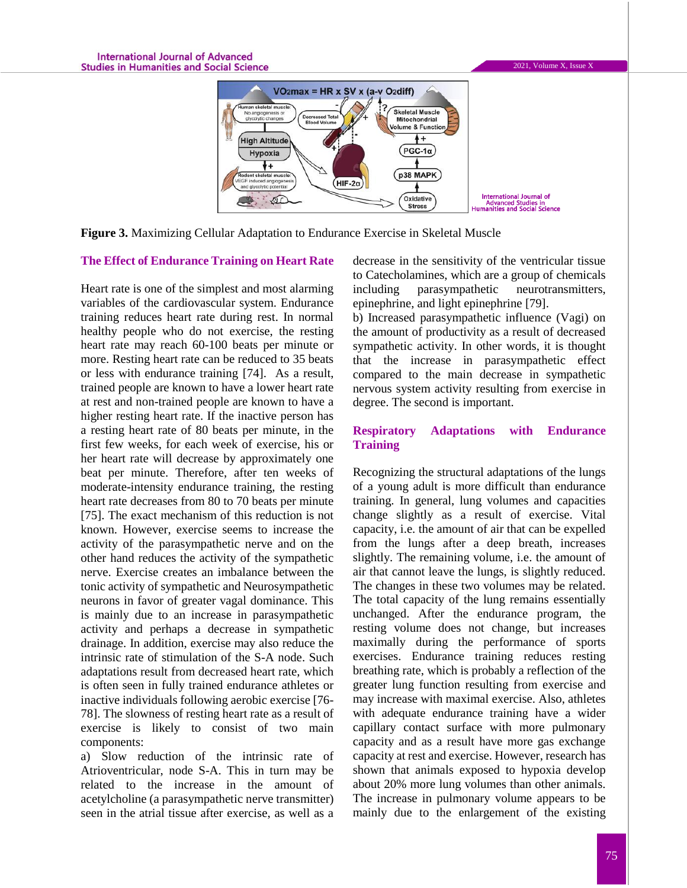**Figure 3.** Maximizing Cellular Adaptation to Endurance Exercise in Skeletal Muscle

### The Effect of Endurance Training on Heart Rate

Heart rate is one of the simplest and most alarming variables of the cardiovascular system. Endurance training reduces heart rate during rest. In normal healthy people who do not exercise, the resting heart rate may reach 60-100 beats per minute or more. Resting heart rate can be reduced to 35 beats or less with endurance training [74]. As a result, trained people are known to have a lower heart rate at rest and non-trained people are known to have a higher resting heart rate. If the inactive person has a resting heart rate of 80 beats per minute, in the first few weeks, for each week of exercise, his or her heart rate will decrease by approximately one beat per minute. Therefore, after ten weeks of moderate-intensity endurance training, the resting heart rate decreases from 80 to 70 beats per minute [75]. The exact mechanism of this reduction is not known. However, exercise seems to increase the activity of the parasympathetic nerve and on the other hand reduces the activity of the sympathetic nerve. Exercise creates an imbalance between the tonic activity of sympathetic and Neurosympathetic neurons in favor of greater vagal dominance. This is mainly due to an increase in parasympathetic activity and perhaps a decrease in sympathetic drainage. In addition, exercise may also reduce the intrinsic rate of stimulation of the S-A node. Such adaptations result from decreased heart rate, which is often seen in fully trained endurance athletes or inactive individuals following aerobic exercise [76-78]. The slowness of resting heart rate as a result of exercise is likely to consist of two main components:

a) Slow reduction of the intrinsic rate of Atrioventricular, node S-A. This in turn may be related to the increase in the amount of acetylcholine (a parasympathetic nerve transmitter) seen in the atrial tissue after exercise, as well as a decrease in the sensitivity of the ventricular tissue to Catecholamines, which are a group of chemicals including parasympathetic neurotransmitters, epinephrine, and light epinephrine [79].

b) Increased parasympathetic influence (Vagi) on the amount of productivity as a result of decreased sympathetic activity. In other words, it is thought that the increase in parasympathetic effect compared to the main decrease in sympathetic nervous system activity resulting from exercise in degree. The second is important.

### Respiratory Adaptations with Endurance Training

Recognizing the structural adaptations of the lungs of a young adult is more difficult than endurance training. In general, lung volumes and capacities change slightly as a result of exercise. Vital capacity, i.e. the amount of air that can be expelled from the lungs after a deep breath, increases slightly. The remaining volume, i.e. the amount of air that cannot leave the lungs, is slightly reduced. The changes in these two volumes may be related. The total capacity of the lung remains essentially unchanged. After the endurance program, the resting volume does not change, but increases maximally during the performance of sports exercises. Endurance training reduces resting breathing rate, which is probably a reflection of the greater lung function resulting from exercise and may increase with maximal exercise. Also, athletes with adequate endurance training have a wider capillary contact surface with more pulmonary capacity and as a result have more gas exchange capacity at rest and exercise. However, research has shown that animals exposed to hypoxia develop about 20% more lung volumes than other animals. The increase in pulmonary volume appears to be mainly due to the enlargement of the existing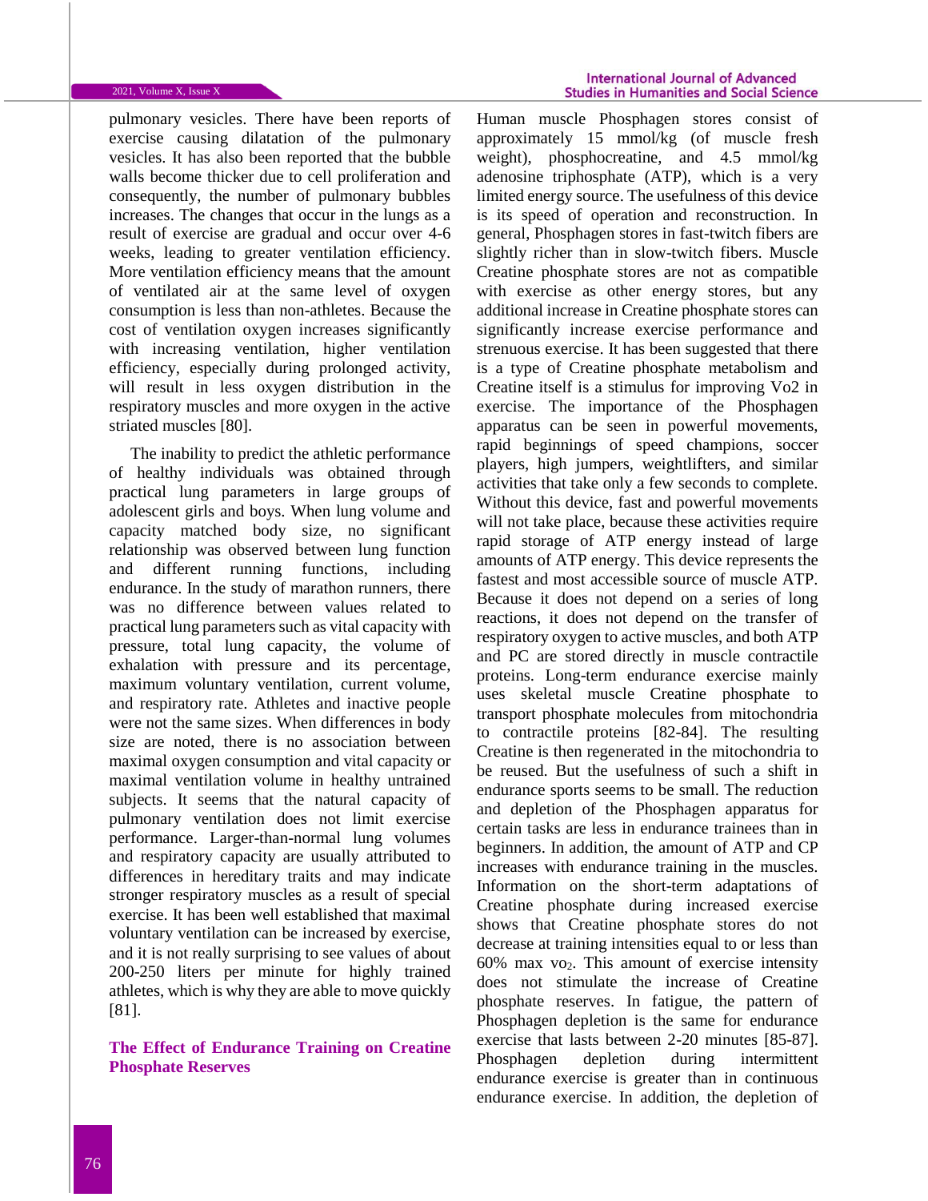pulmonary vesicles. There have been reports of exercise causing dilatation of the pulmonary vesicles. It has also been reported that the bubble walls become thicker due to cell proliferation and consequently, the number of pulmonary bubbles increases. The changes that occur in the lungs as a result of exercise are gradual and occur over 4-6 weeks, leading to greater ventilation efficiency. More ventilation efficiency means that the amount of ventilated air at the same level of oxygen consumption is less than non-athletes. Because the cost of ventilation oxygen increases significantly with increasing ventilation, higher ventilation efficiency, especially during prolonged activity, will result in less oxygen distribution in the respiratory muscles and more oxygen in the active striated muscles [80].

The inability to predict the athletic performance of healthy individuals was obtained through practical lung parameters in large groups of adolescent girls and boys. When lung volume and capacity matched body size, no significant relationship was observed between lung function and different running functions, including endurance. In the study of marathon runners, there was no difference between values related to practical lung parameters such as vital capacity with pressure, total lung capacity, the volume of exhalation with pressure and its percentage, maximum voluntary ventilation, current volume, and respiratory rate. Athletes and inactive people were not the same sizes. When differences in body size are noted, there is no association between maximal oxygen consumption and vital capacity or maximal ventilation volume in healthy untrained subjects. It seems that the natural capacity of pulmonary ventilation does not limit exercise performance. Larger-than-normal lung volumes and respiratory capacity are usually attributed to differences in hereditary traits and may indicate stronger respiratory muscles as a result of special exercise. It has been well established that maximal voluntary ventilation can be increased by exercise, and it is not really surprising to see values of about 200-250 liters per minute for highly trained athletes, which is why they are able to move quickly [81].

## The Effect of Endurance Training on Creatine Phosphate Reserves

Human muscle Phosphagen stores consist of approximately 15 mmol/kg (of muscle fresh weight), phosphocreatine, and 4.5 mmol/kg adenosine triphosphate (ATP), which is a very limited energy source. The usefulness of this device is its speed of operation and reconstruction. In general, Phosphagen stores in fast-twitch fibers are slightly richer than in slow-twitch fibers. Muscle Creatine phosphate stores are not as compatible with exercise as other energy stores, but any additional increase in Creatine phosphate stores can significantly increase exercise performance and strenuous exercise. It has been suggested that there is a type of Creatine phosphate metabolism and Creatine itself is a stimulus for improving Vo2 in exercise. The importance of the Phosphagen apparatus can be seen in powerful movements, rapid beginnings of speed champions, soccer players, high jumpers, weightlifters, and similar activities that take only a few seconds to complete. Without this device, fast and powerful movements will not take place, because these activities require rapid storage of ATP energy instead of large amounts of ATP energy. This device represents the fastest and most accessible source of muscle ATP. Because it does not depend on a series of long reactions, it does not depend on the transfer of respiratory oxygen to active muscles, and both ATP and PC are stored directly in muscle contractile proteins. Long-term endurance exercise mainly uses skeletal muscle Creatine phosphate to transport phosphate molecules from mitochondria to contractile proteins [82-84]. The resulting Creatine is then regenerated in the mitochondria to be reused. But the usefulness of such a shift in endurance sports seems to be small. The reduction and depletion of the Phosphagen apparatus for certain tasks are less in endurance trainees than in beginners. In addition, the amount of ATP and CP increases with endurance training in the muscles. Information on the short-term adaptations of Creatine phosphate during increased exercise shows that Creatine phosphate stores do not decrease at training intensities equal to or less than 60% max $vo_2$. This amount of exercise intensity does not stimulate the increase of Creatine phosphate reserves. In fatigue, the pattern of Phosphagen depletion is the same for endurance exercise that lasts between 2-20 minutes [85-87]. Phosphagen depletion during intermittent endurance exercise is greater than in continuous endurance exercise. In addition, the depletion of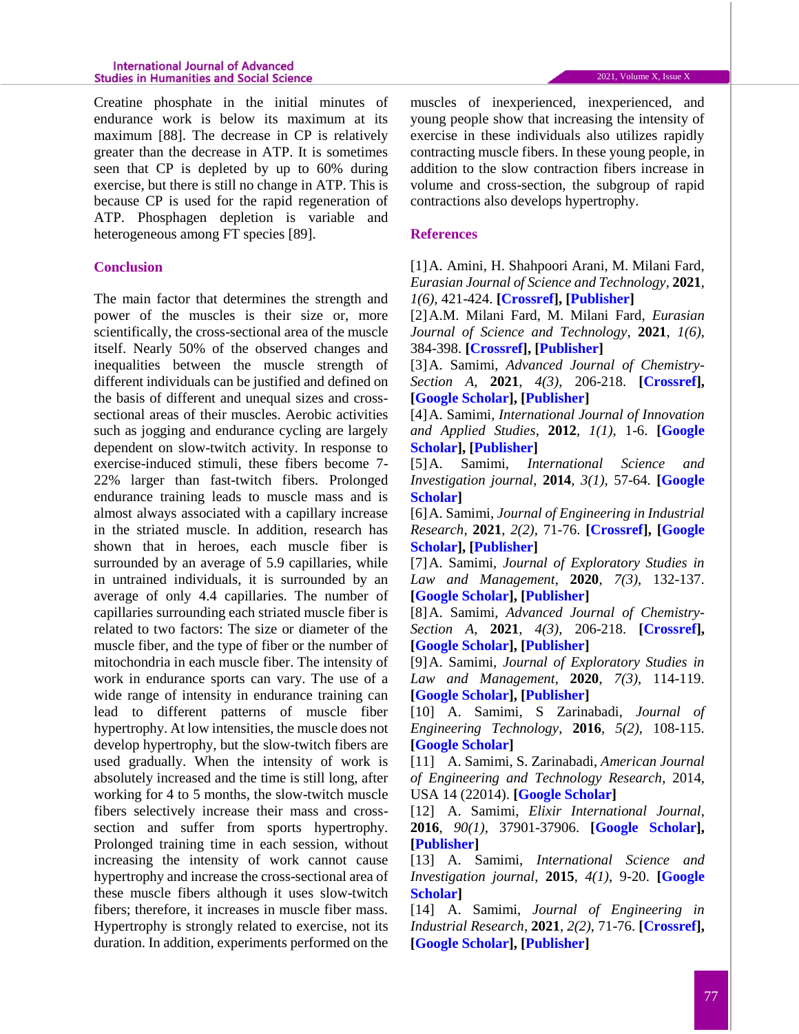Creatine phosphate in the initial minutes of endurance work is below its maximum at its maximum [88]. The decrease in CP is relatively greater than the decrease in ATP. It is sometimes seen that CP is depleted by up to 60% during exercise, but there is still no change in ATP. This is because CP is used for the rapid regeneration of ATP. Phosphagen depletion is variable and heterogeneous among FT species [89].

## Conclusion

The main factor that determines the strength and power of the muscles is their size or, more scientifically, the cross-sectional area of the muscle itself. Nearly 50% of the observed changes and inequalities between the muscle strength of different individuals can be justified and defined on the basis of different and unequal sizes and cross-sectional areas of their muscles. Aerobic activities such as jogging and endurance cycling are largely dependent on slow-twitch activity. In response to exercise-induced stimuli, these fibers become 7-22% larger than fast-twitch fibers. Prolonged endurance training leads to muscle mass and is almost always associated with a capillary increase in the striated muscle. In addition, research has shown that in heroes, each muscle fiber is surrounded by an average of 5.9 capillaries, while in untrained individuals, it is surrounded by an average of only 4.4 capillaries. The number of capillaries surrounding each striated muscle fiber is related to two factors: The size or diameter of the muscle fiber, and the type of fiber or the number of mitochondria in each muscle fiber. The intensity of work in endurance sports can vary. The use of a wide range of intensity in endurance training can lead to different patterns of muscle fiber hypertrophy. At low intensities, the muscle does not develop hypertrophy, but the slow-twitch fibers are used gradually. When the intensity of work is absolutely increased and the time is still long, after working for 4 to 5 months, the slow-twitch muscle fibers selectively increase their mass and cross-section and suffer from sports hypertrophy. Prolonged training time in each session, without increasing the intensity of work cannot cause hypertrophy and increase the cross-sectional area of these muscle fibers although it uses slow-twitch fibers; therefore, it increases in muscle fiber mass. Hypertrophy is strongly related to exercise, not its duration. In addition, experiments performed on the muscles of inexperienced, inexperienced, and young people show that increasing the intensity of exercise in these individuals also utilizes rapidly contracting muscle fibers. In these young people, in addition to the slow contraction fibers increase in volume and cross-section, the subgroup of rapid contractions also develops hypertrophy.

## References

[1] A. Amini, H. Shahpoori Arani, M. Milani Fard, *Eurasian Journal of Science and Technology*, **2021**, *1(6)*, 421-424. **[Crossref], [Publisher]**

[2] A.M. Milani Fard, M. Milani Fard, *Eurasian Journal of Science and Technology*, **2021**, *1(6)*, 384-398. **[Crossref], [Publisher]**

[3] A. Samimi, *Advanced Journal of Chemistry-Section A*, **2021**, *4(3)*, 206-218. **[Crossref], [Google Scholar], [Publisher]**

[4] A. Samimi, *International Journal of Innovation and Applied Studies*, **2012**, *1(1)*, 1-6. **[Google Scholar], [Publisher]**

[5] A. Samimi, *International Science and Investigation journal*, **2014**, *3(1)*, 57-64. **[Google Scholar]**

[6] A. Samimi, *Journal of Engineering in Industrial Research*, **2021**, *2(2)*, 71-76. **[Crossref], [Google Scholar], [Publisher]**

[7] A. Samimi, *Journal of Exploratory Studies in Law and Management*, **2020**, *7(3)*, 132-137. **[Google Scholar], [Publisher]**

[8] A. Samimi, *Advanced Journal of Chemistry-Section A*, **2021**, *4(3)*, 206-218. **[Crossref], [Google Scholar], [Publisher]**

[9] A. Samimi, *Journal of Exploratory Studies in Law and Management*, **2020**, *7(3)*, 114-119. **[Google Scholar], [Publisher]**

[10] A. Samimi, S Zarinabadi, *Journal of Engineering Technology*, **2016**, *5(2)*, 108-115. **[Google Scholar]**

[11] A. Samimi, S. Zarinabadi, *American Journal of Engineering and Technology Research*, 2014, USA 14 (22014). **[Google Scholar]**

[12] A. Samimi, *Elixir International Journal*, **2016**, *90(1)*, 37901-37906. **[Google Scholar], [Publisher]**

[13] A. Samimi, *International Science and Investigation journal*, **2015**, *4(1)*, 9-20. **[Google Scholar]**

[14] A. Samimi, *Journal of Engineering in Industrial Research*, **2021**, *2(2)*, 71-76. **[Crossref], [Google Scholar], [Publisher]**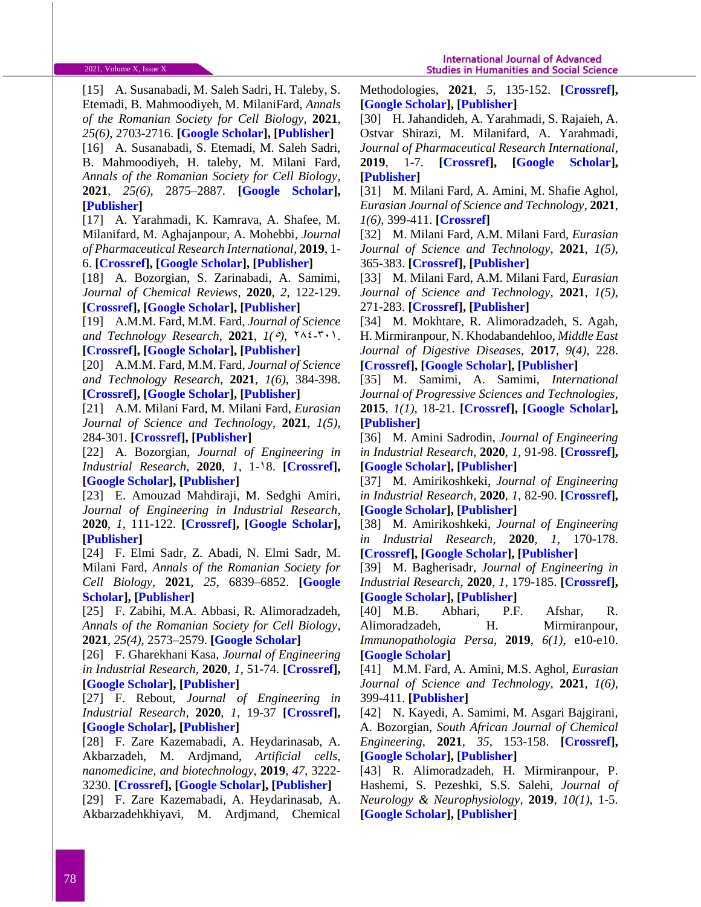[15] A. Susanabadi, M. Saleh Sadri, H. Taleby, S. Etemadi, B. Mahmoodiyeh, M. MilaniFard, *Annals of the Romanian Society for Cell Biology*, **2021**, *25(6)*, 2703-2716. **[Google Scholar], [Publisher]**

[16] A. Susanabadi, S. Etemadi, M. Saleh Sadri, B. Mahmoodiyeh, H. taleby, M. Milani Fard, *Annals of the Romanian Society for Cell Biology*, **2021**, *25(6)*, 2875–2887. **[Google Scholar], [Publisher]**

[17] A. Yarahmadi, K. Kamrava, A. Shafee, M. Milanifard, M. Aghajanpour, A. Mohebbi, *Journal of Pharmaceutical Research International*, **2019**, 1-6. **[Crossref], [Google Scholar], [Publisher]**

[18] A. Bozorgian, S. Zarinabadi, A. Samimi, *Journal of Chemical Reviews*, **2020**, *2*, 122-129. **[Crossref], [Google Scholar], [Publisher]**

[19] A.M.M. Fard, M.M. Fard, *Journal of Science and Technology Research*, **2021**, *1(٥)*, ٢٨٤-٣٠١. **[Crossref], [Google Scholar], [Publisher]**

[20] A.M.M. Fard, M.M. Fard, *Journal of Science and Technology Research*, **2021**, *1(6)*, 384-398. **[Crossref], [Google Scholar], [Publisher]**

[21] A.M. Milani Fard, M. Milani Fard, *Eurasian Journal of Science and Technology*, **2021**, *1(5)*, 284-301. **[Crossref], [Publisher]**

[22] A. Bozorgian, *Journal of Engineering in Industrial Research*, **2020**, *1*, 1-١8. **[Crossref], [Google Scholar], [Publisher]**

[23] E. Amouzad Mahdiraji, M. Sedghi Amiri, *Journal of Engineering in Industrial Research*, **2020**, *1*, 111-122. **[Crossref], [Google Scholar], [Publisher]**

[24] F. Elmi Sadr, Z. Abadi, N. Elmi Sadr, M. Milani Fard, *Annals of the Romanian Society for Cell Biology*, **2021**, *25*, 6839–6852. **[Google Scholar], [Publisher]**

[25] F. Zabihi, M.A. Abbasi, R. Alimoradzadeh, *Annals of the Romanian Society for Cell Biology*, **2021**, *25(4)*, 2573–2579. **[Google Scholar]**

[26] F. Gharekhani Kasa, *Journal of Engineering in Industrial Research*, **2020**, *1*, 51-74. **[Crossref], [Google Scholar], [Publisher]**

[27] F. Rebout, *Journal of Engineering in Industrial Research*, **2020**, *1*, 19-37 **[Crossref], [Google Scholar], [Publisher]**

[28] F. Zare Kazemabadi, A. Heydarinasab, A. Akbarzadeh, M. Ardjmand, *Artificial cells, nanomedicine, and biotechnology*, **2019**, *47*, 3222-3230. **[Crossref], [Google Scholar], [Publisher]**

[29] F. Zare Kazemabadi, A. Heydarinasab, A. Akbarzadehkhiyavi, M. Ardjmand, Chemical Methodologies, **2021**, *5*, 135-152. **[Crossref], [Google Scholar], [Publisher]**

[30] H. Jahandideh, A. Yarahmadi, S. Rajaieh, A. Ostvar Shirazi, M. Milanifard, A. Yarahmadi, *Journal of Pharmaceutical Research International*, **2019**, 1-7. **[Crossref], [Google Scholar], [Publisher]**

[31] M. Milani Fard, A. Amini, M. Shafie Aghol, *Eurasian Journal of Science and Technology*, **2021**, *1(6)*, 399-411. **[Crossref]**

[32] M. Milani Fard, A.M. Milani Fard, *Eurasian Journal of Science and Technology*, **2021**, *1(5)*, 365-383. **[Crossref], [Publisher]**

[33] M. Milani Fard, A.M. Milani Fard, *Eurasian Journal of Science and Technology*, **2021**, *1(5)*, 271-283. **[Crossref], [Publisher]**

[34] M. Mokhtare, R. Alimoradzadeh, S. Agah, H. Mirmiranpour, N. Khodabandehloo, *Middle East Journal of Digestive Diseases*, **2017**, *9(4)*, 228. **[Crossref], [Google Scholar], [Publisher]**

[35] M. Samimi, A. Samimi, *International Journal of Progressive Sciences and Technologies*, **2015**, *1(1)*, 18-21. **[Crossref], [Google Scholar], [Publisher]**

[36] M. Amini Sadrodin, *Journal of Engineering in Industrial Research*, **2020**, *1*, 91-98. **[Crossref], [Google Scholar], [Publisher]**

[37] M. Amirikoshkeki, *Journal of Engineering in Industrial Research*, **2020**, *1*, 82-90. **[Crossref], [Google Scholar], [Publisher]**

[38] M. Amirikoshkeki, *Journal of Engineering in Industrial Research*, **2020**, *1*, 170-178. **[Crossref], [Google Scholar], [Publisher]**

[39] M. Bagherisadr, *Journal of Engineering in Industrial Research*, **2020**, *1*, 179-185. **[Crossref], [Google Scholar], [Publisher]**

[40] M.B. Abhari, P.F. Afshar, R. Alimoradzadeh, H. Mirmiranpour, *Immunopathologia Persa*, **2019**, *6(1)*, e10-e10. **[Google Scholar]**

[41] M.M. Fard, A. Amini, M.S. Aghol, *Eurasian Journal of Science and Technology*, **2021**, *1(6)*, 399-411. **[Publisher]**

[42] N. Kayedi, A. Samimi, M. Asgari Bajgirani, A. Bozorgian, *South African Journal of Chemical Engineering*, **2021**, *35*, 153-158. **[Crossref], [Google Scholar], [Publisher]**

[43] R. Alimoradzadeh, H. Mirmiranpour, P. Hashemi, S. Pezeshki, S.S. Salehi, *Journal of Neurology & Neurophysiology*, **2019**, *10(1)*, 1-5. **[Google Scholar], [Publisher]**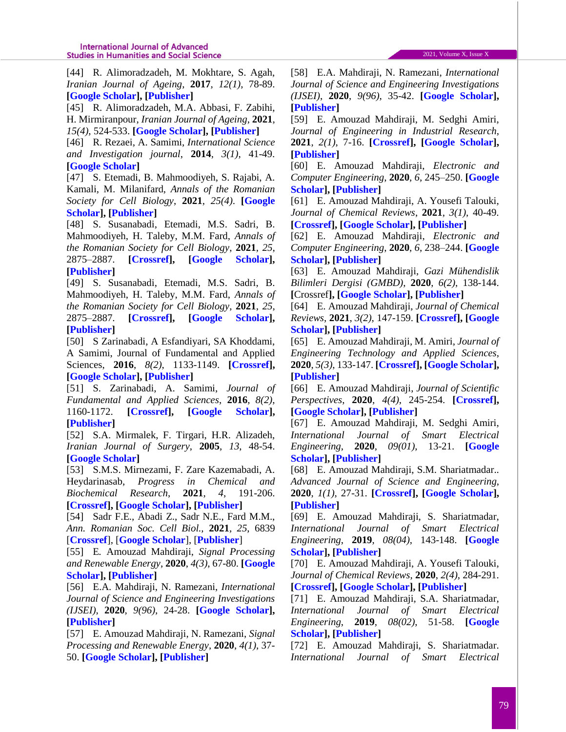[44] R. Alimoradzadeh, M. Mokhtare, S. Agah, *Iranian Journal of Ageing*, **2017**, *12(1)*, 78-89. **[Google Scholar], [Publisher]**

[45] R. Alimoradzadeh, M.A. Abbasi, F. Zabihi, H. Mirmiranpour, *Iranian Journal of Ageing*, **2021**, *15(4)*, 524-533. **[Google Scholar], [Publisher]**

[46] R. Rezaei, A. Samimi, *International Science and Investigation journal*, **2014**, *3(1)*, 41-49. **[Google Scholar]**

[47] S. Etemadi, B. Mahmoodiyeh, S. Rajabi, A. Kamali, M. Milanifard, *Annals of the Romanian Society for Cell Biology*, **2021**, *25(4)*. **[Google Scholar], [Publisher]**

[48] S. Susanabadi, Etemadi, M.S. Sadri, B. Mahmoodiyeh, H. Taleby, M.M. Fard, *Annals of the Romanian Society for Cell Biology*, **2021**, *25*, 2875–2887. **[Crossref], [Google Scholar], [Publisher]**

[49] S. Susanabadi, Etemadi, M.S. Sadri, B. Mahmoodiyeh, H. Taleby, M.M. Fard, *Annals of the Romanian Society for Cell Biology*, **2021**, *25*, 2875–2887. **[Crossref], [Google Scholar], [Publisher]**

[50] S Zarinabadi, A Esfandiyari, SA Khoddami, A Samimi, Journal of Fundamental and Applied Sciences, **2016**, *8(2)*, 1133-1149. **[Crossref], [Google Scholar], [Publisher]**

[51] S. Zarinabadi, A. Samimi, *Journal of Fundamental and Applied Sciences*, **2016**, *8(2)*, 1160-1172. **[Crossref], [Google Scholar], [Publisher]**

[52] S.A. Mirmalek, F. Tirgari, H.R. Alizadeh, *Iranian Journal of Surgery*, **2005**, *13*, 48-54. **[Google Scholar]**

[53] S.M.S. Mirnezami, F. Zare Kazemabadi, A. Heydarinasab, *Progress in Chemical and Biochemical Research*, **2021**, *4*, 191-206. **[Crossref], [Google Scholar], [Publisher]**

[54] Sadr F.E., Abadi Z., Sadr N.E., Fard M.M., *Ann. Romanian Soc. Cell Biol.*, **2021**, *25*, 6839 [Crossref], [Google Scholar], [Publisher]

[55] E. Amouzad Mahdiraji, *Signal Processing and Renewable Energy*, **2020**, *4(3)*, 67-80. **[Google Scholar], [Publisher]**

[56] E.A. Mahdiraji, N. Ramezani, *International Journal of Science and Engineering Investigations (IJSEI)*, **2020**, *9(96)*, 24-28. **[Google Scholar], [Publisher]**

[57] E. Amouzad Mahdiraji, N. Ramezani, *Signal Processing and Renewable Energy*, **2020**, *4(1)*, 37-50. **[Google Scholar], [Publisher]**

[58] E.A. Mahdiraji, N. Ramezani, *International Journal of Science and Engineering Investigations (IJSEI)*, **2020**, *9(96)*, 35-42. **[Google Scholar], [Publisher]**

[59] E. Amouzad Mahdiraji, M. Sedghi Amiri, *Journal of Engineering in Industrial Research*, **2021**, *2(1)*, 7-16. **[Crossref], [Google Scholar], [Publisher]**

[60] E. Amouzad Mahdiraji, *Electronic and Computer Engineering*, **2020**, *6*, 245–250. **[Google Scholar], [Publisher]**

[61] E. Amouzad Mahdiraji, A. Yousefi Talouki, *Journal of Chemical Reviews*, **2021**, *3(1)*, 40-49. **[Crossref], [Google Scholar], [Publisher]**

[62] E. Amouzad Mahdiraji, *Electronic and Computer Engineering*, **2020**, *6*, 238–244. **[Google Scholar], [Publisher]**

[63] E. Amouzad Mahdiraji, *Gazi Mühendislik Bilimleri Dergisi (GMBD)*, **2020**, *6(2)*, 138-144. [Crossref]**, [Google Scholar], [Publisher]**

[64] E. Amouzad Mahdiraji, *Journal of Chemical Reviews*, **2021**, *3(2)*, 147-159. **[Crossref], [Google Scholar], [Publisher]**

[65] E. Amouzad Mahdiraji, M. Amiri, *Journal of Engineering Technology and Applied Sciences*, **2020**, *5(3)*, 133-147. **[Crossref], [Google Scholar], [Publisher]**

[66] E. Amouzad Mahdiraji, *Journal of Scientific Perspectives*, **2020**, *4(4)*, 245-254. **[Crossref], [Google Scholar], [Publisher]**

[67] E. Amouzad Mahdiraji, M. Sedghi Amiri, *International Journal of Smart Electrical Engineering*, **2020**, *09(01)*, 13-21. **[Google Scholar], [Publisher]**

[68] E. Amouzad Mahdiraji, S.M. Shariatmadar.. *Advanced Journal of Science and Engineering*, **2020**, *1(1)*, 27-31. **[Crossref], [Google Scholar], [Publisher]**

[69] E. Amouzad Mahdiraji, S. Shariatmadar, *International Journal of Smart Electrical Engineering*, **2019**, *08(04)*, 143-148. **[Google Scholar], [Publisher]**

[70] E. Amouzad Mahdiraji, A. Yousefi Talouki, *Journal of Chemical Reviews*, **2020**, *2(4)*, 284-291. **[Crossref], [Google Scholar], [Publisher]**

[71] E. Amouzad Mahdiraji, S.A. Shariatmadar, *International Journal of Smart Electrical Engineering*, **2019**, *08(02)*, 51-58. **[Google Scholar], [Publisher]**

[72] E. Amouzad Mahdiraji, S. Shariatmadar. *International Journal of Smart Electrical*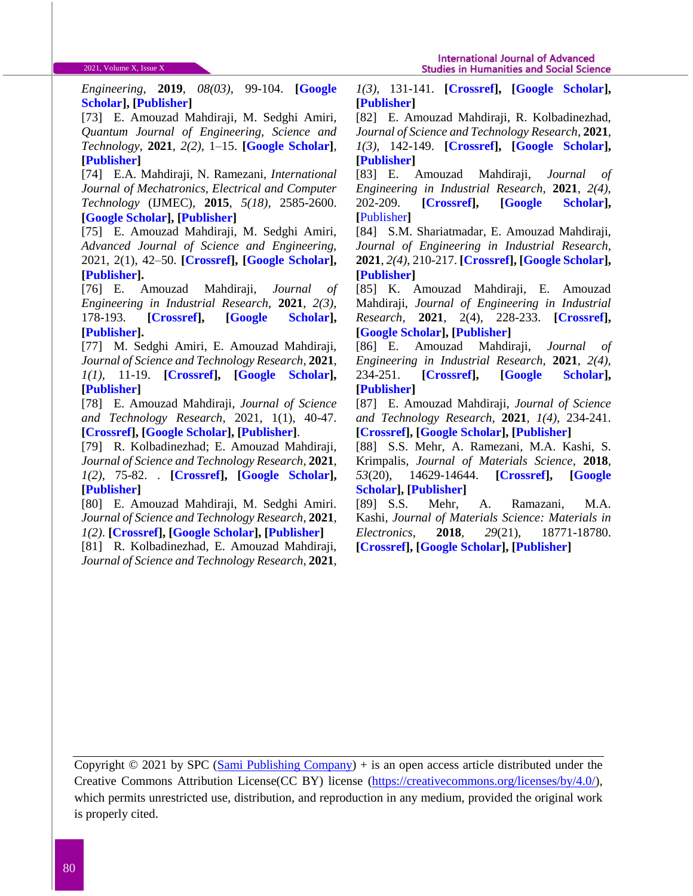*Engineering*, **2019**, *08(03)*, 99-104. **[Google Scholar], [Publisher]**

[73] E. Amouzad Mahdiraji, M. Sedghi Amiri, *Quantum Journal of Engineering, Science and Technology*, **2021**, *2(2)*, 1–15. **[Google Scholar], [Publisher]**

[74] E.A. Mahdiraji, N. Ramezani, *International Journal of Mechatronics, Electrical and Computer Technology* (IJMEC), **2015**, *5(18)*, 2585-2600. **[Google Scholar], [Publisher]**

[75] E. Amouzad Mahdiraji, M. Sedghi Amiri, *Advanced Journal of Science and Engineering*, 2021, 2(1), 42–50. **[Crossref], [Google Scholar], [Publisher].**

[76] E. Amouzad Mahdiraji, *Journal of Engineering in Industrial Research*, **2021**, *2(3)*, 178-193. **[Crossref], [Google Scholar], [Publisher].**

[77] M. Sedghi Amiri, E. Amouzad Mahdiraji, *Journal of Science and Technology Research*, **2021**, *1(1)*, 11-19. **[Crossref], [Google Scholar], [Publisher]**

[78] E. Amouzad Mahdiraji, *Journal of Science and Technology Research*, 2021, 1(1), 40-47. **[Crossref], [Google Scholar], [Publisher]**.

[79] R. Kolbadinezhad; E. Amouzad Mahdiraji, *Journal of Science and Technology Research*, **2021**, *1(2)*, 75-82. . **[Crossref], [Google Scholar], [Publisher]**

[80] E. Amouzad Mahdiraji, M. Sedghi Amiri. *Journal of Science and Technology Research*, **2021**, *1(2)*. **[Crossref], [Google Scholar], [Publisher]**

[81] R. Kolbadinezhad, E. Amouzad Mahdiraji, *Journal of Science and Technology Research*, **2021**, *1(3)*, 131-141. **[Crossref], [Google Scholar], [Publisher]**

[82] E. Amouzad Mahdiraji, R. Kolbadinezhad, *Journal of Science and Technology Research*, **2021**, *1(3)*, 142-149. **[Crossref], [Google Scholar], [Publisher]**

[83] E. Amouzad Mahdiraji, *Journal of Engineering in Industrial Research*, **2021**, *2(4)*, 202-209. **[Crossref], [Google Scholar],** [Publisher**]**

[84] S.M. Shariatmadar, E. Amouzad Mahdiraji, *Journal of Engineering in Industrial Research*, **2021**, *2(4)*, 210-217. **[Crossref], [Google Scholar], [Publisher]**

[85] K. Amouzad Mahdiraji, E. Amouzad Mahdiraji, *Journal of Engineering in Industrial Research*, **2021**, 2(4), 228-233. **[Crossref], [Google Scholar], [Publisher]**

[86] E. Amouzad Mahdiraji, *Journal of Engineering in Industrial Research*, **2021**, *2(4)*, 234-251. **[Crossref], [Google Scholar], [Publisher]**

[87] E. Amouzad Mahdiraji, *Journal of Science and Technology Research*, **2021**, *1(4)*, 234-241. **[Crossref], [Google Scholar], [Publisher]**

[88] S.S. Mehr, A. Ramezani, M.A. Kashi, S. Krimpalis, *Journal of Materials Science*, **2018**, *53*(20), 14629-14644. **[Crossref], [Google Scholar], [Publisher]**

[89] S.S. Mehr, A. Ramazani, M.A. Kashi, *Journal of Materials Science: Materials in Electronics*, **2018**, *29*(21), 18771-18780. **[Crossref], [Google Scholar], [Publisher]**

Copyright © 2021 by SPC (Sami Publishing Company) + is an open access article distributed under the Creative Commons Attribution License(CC BY) license (https://creativecommons.org/licenses/by/4.0/), which permits unrestricted use, distribution, and reproduction in any medium, provided the original work is properly cited.